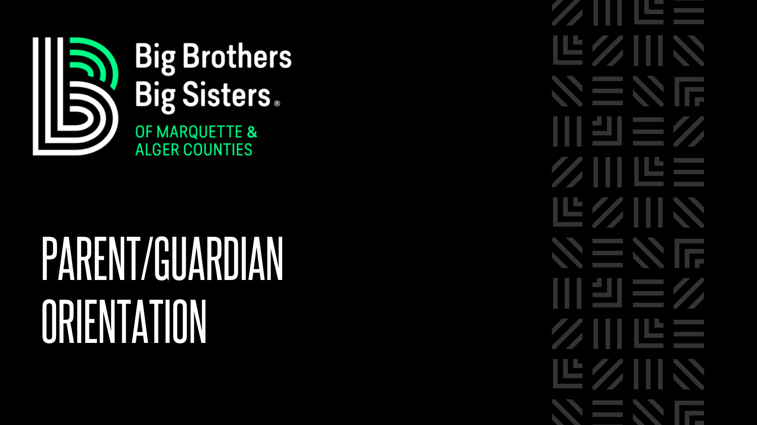Big Brothers Big Sisters®

OF MARQUETTE & ALGER COUNTIES

# PARENT/GUARDIAN ORIENTATION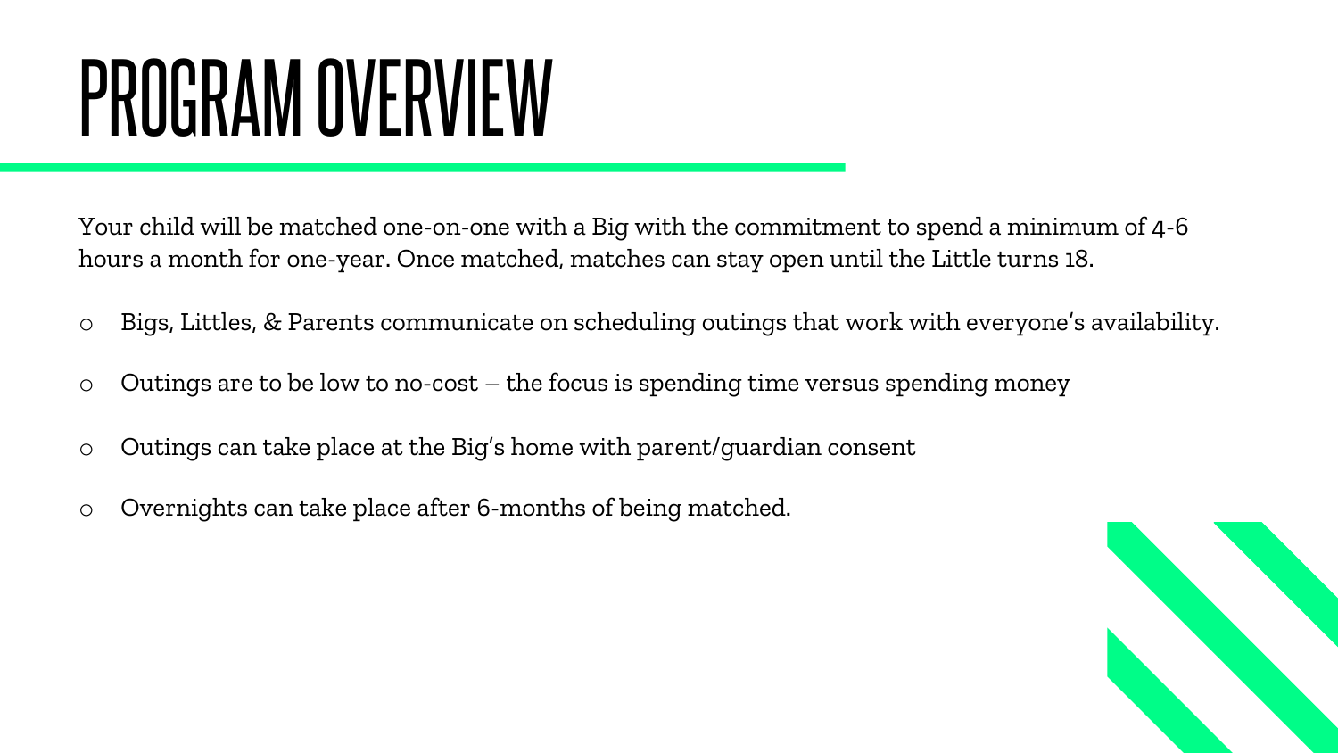# PROGRAM OVERVIEW

Your child will be matched one-on-one with a Big with the commitment to spend a minimum of 4-6 hours a month for one-year. Once matched, matches can stay open until the Little turns 18.

- Bigs, Littles, & Parents communicate on scheduling outings that work with everyone's availability.
- Outings are to be low to no-cost – the focus is spending time versus spending money
- Outings can take place at the Big's home with parent/guardian consent
- Overnights can take place after 6-months of being matched.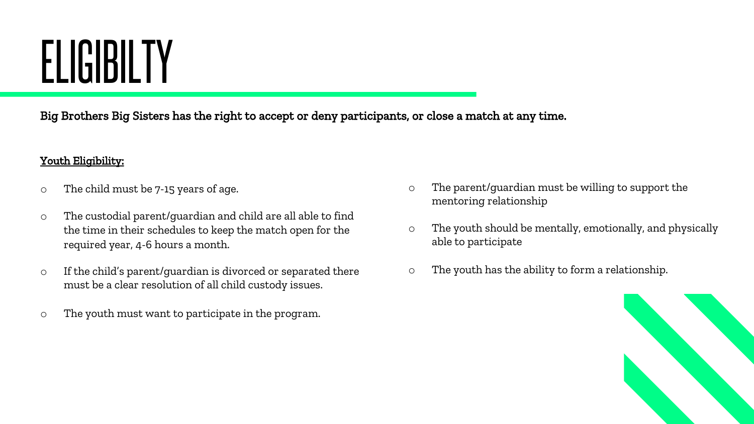# ELIGIBILTY

**Big Brothers Big Sisters has the right to accept or deny participants, or close a match at any time.**

**Youth Eligibility:**

- The child must be 7-15 years of age.
- The custodial parent/guardian and child are all able to find the time in their schedules to keep the match open for the required year, 4-6 hours a month.
- If the child's parent/guardian is divorced or separated there must be a clear resolution of all child custody issues.
- The youth must want to participate in the program.
- The parent/guardian must be willing to support the mentoring relationship
- The youth should be mentally, emotionally, and physically able to participate
- The youth has the ability to form a relationship.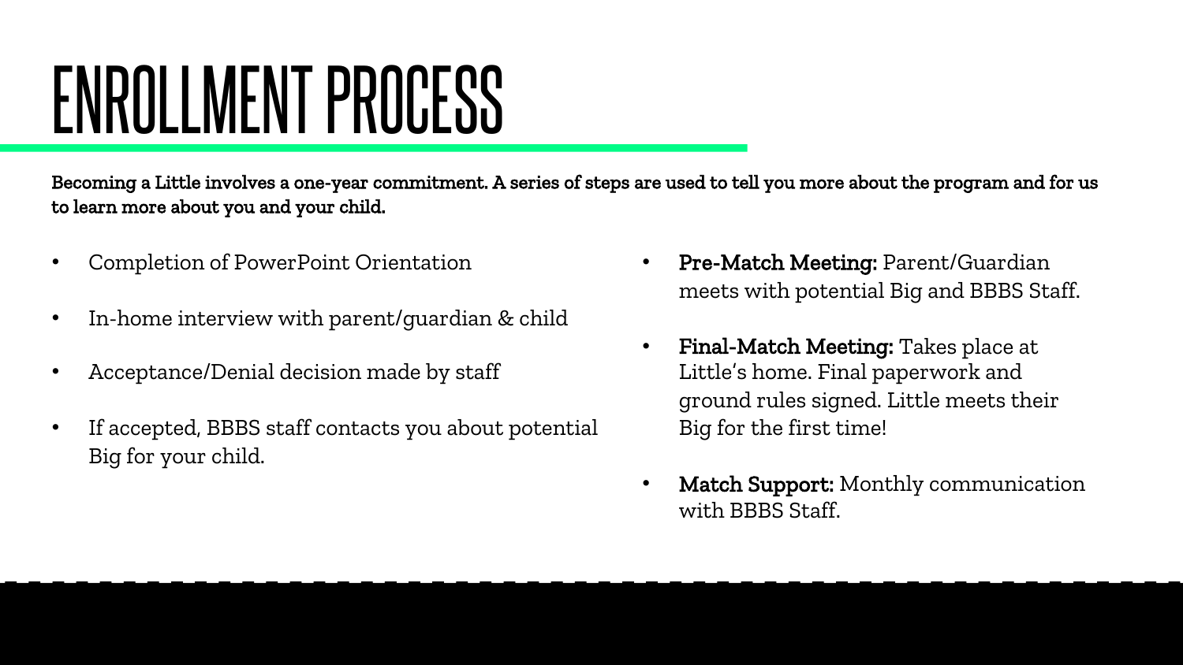# ENROLLMENT PROCESS

**Becoming a Little involves a one-year commitment. A series of steps are used to tell you more about the program and for us to learn more about you and your child.**

- Completion of PowerPoint Orientation
- In-home interview with parent/guardian & child
- Acceptance/Denial decision made by staff
- If accepted, BBBS staff contacts you about potential Big for your child.
- **Pre-Match Meeting:** Parent/Guardian meets with potential Big and BBBS Staff.
- **Final-Match Meeting:** Takes place at Little's home. Final paperwork and ground rules signed. Little meets their Big for the first time!
- **Match Support:** Monthly communication with BBBS Staff.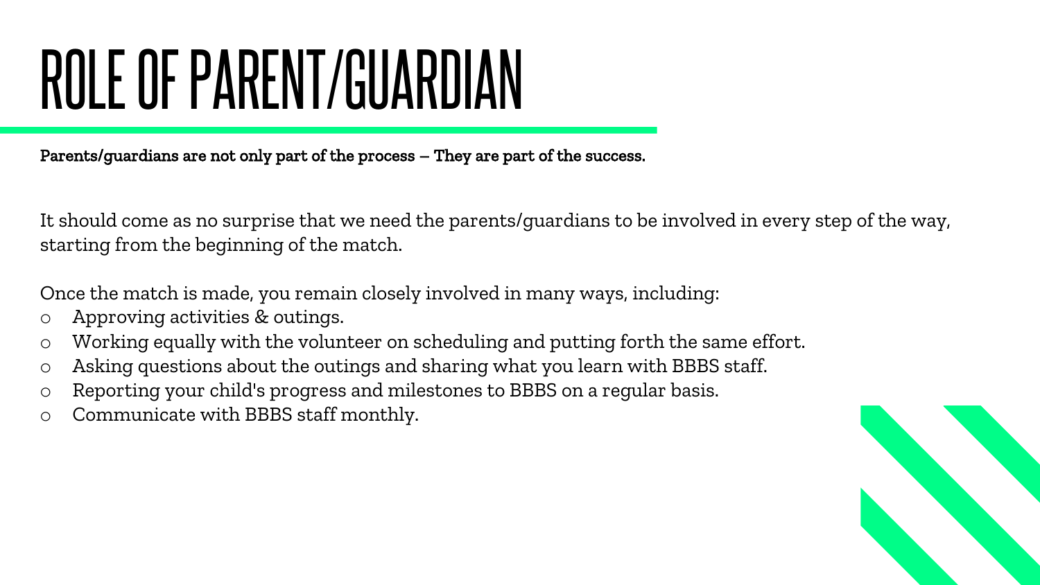# ROLE OF PARENT/GUARDIAN

**Parents/guardians are not only part of the process – They are part of the success.**

It should come as no surprise that we need the parents/guardians to be involved in every step of the way, starting from the beginning of the match.

Once the match is made, you remain closely involved in many ways, including:

- Approving activities & outings.
- Working equally with the volunteer on scheduling and putting forth the same effort.
- Asking questions about the outings and sharing what you learn with BBBS staff.
- Reporting your child's progress and milestones to BBBS on a regular basis.
- Communicate with BBBS staff monthly.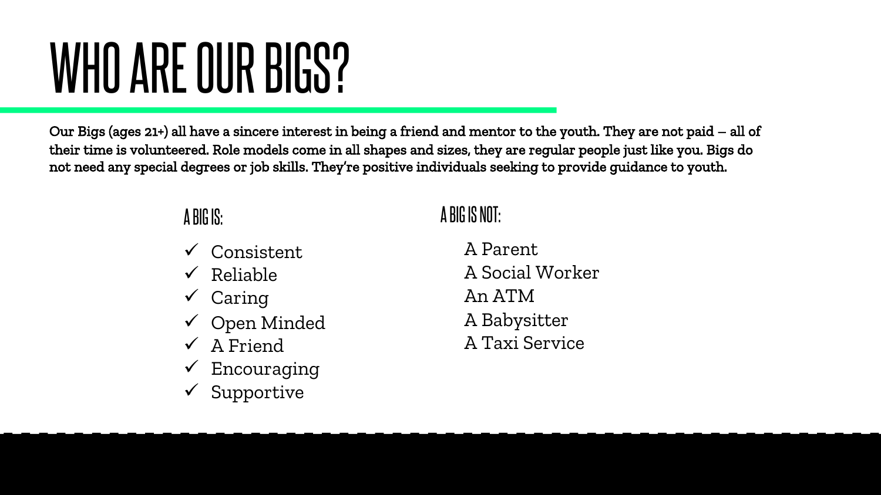# WHO ARE OUR BIGS?

**Our Bigs (ages 21+) all have a sincere interest in being a friend and mentor to the youth. They are not paid – all of their time is volunteered. Role models come in all shapes and sizes, they are regular people just like you. Bigs do not need any special degrees or job skills. They're positive individuals seeking to provide guidance to youth.**

### A BIG IS:

- ✓ Consistent
- ✓ Reliable
- ✓ Caring
- ✓ Open Minded
- ✓ A Friend
- ✓ Encouraging
- ✓ Supportive

### A BIG IS NOT:

- A Parent
- A Social Worker
- An ATM
- A Babysitter
- A Taxi Service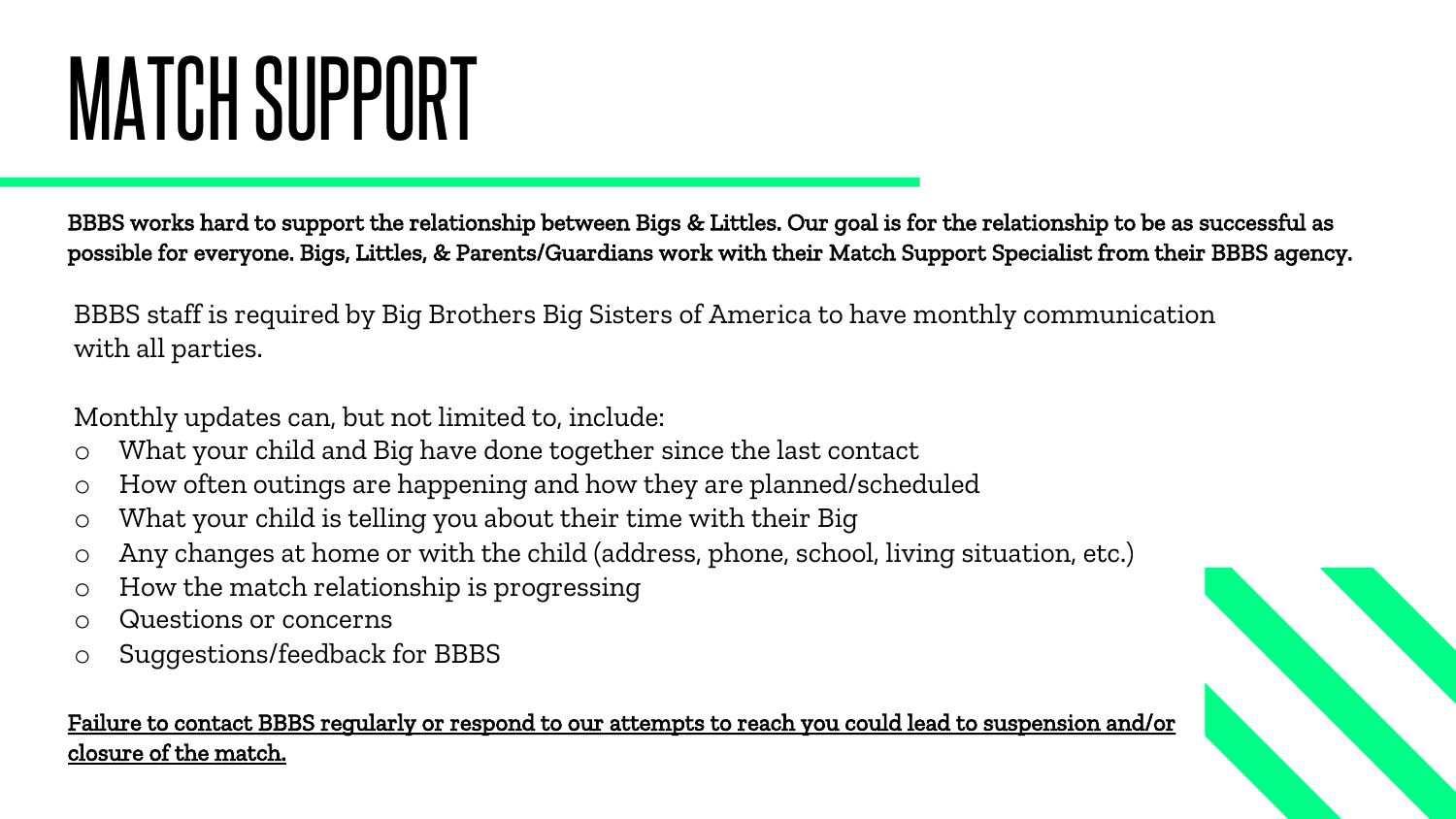# MATCH SUPPORT

**BBBS works hard to support the relationship between Bigs & Littles. Our goal is for the relationship to be as successful as possible for everyone. Bigs, Littles, & Parents/Guardians work with their Match Support Specialist from their BBBS agency.**

BBBS staff is required by Big Brothers Big Sisters of America to have monthly communication with all parties.

Monthly updates can, but not limited to, include:

- What your child and Big have done together since the last contact
- How often outings are happening and how they are planned/scheduled
- What your child is telling you about their time with their Big
- Any changes at home or with the child (address, phone, school, living situation, etc.)
- How the match relationship is progressing
- Questions or concerns
- Suggestions/feedback for BBBS

<u>Failure to contact BBBS regularly or respond to our attempts to reach you could lead to suspension and/or closure of the match.</u>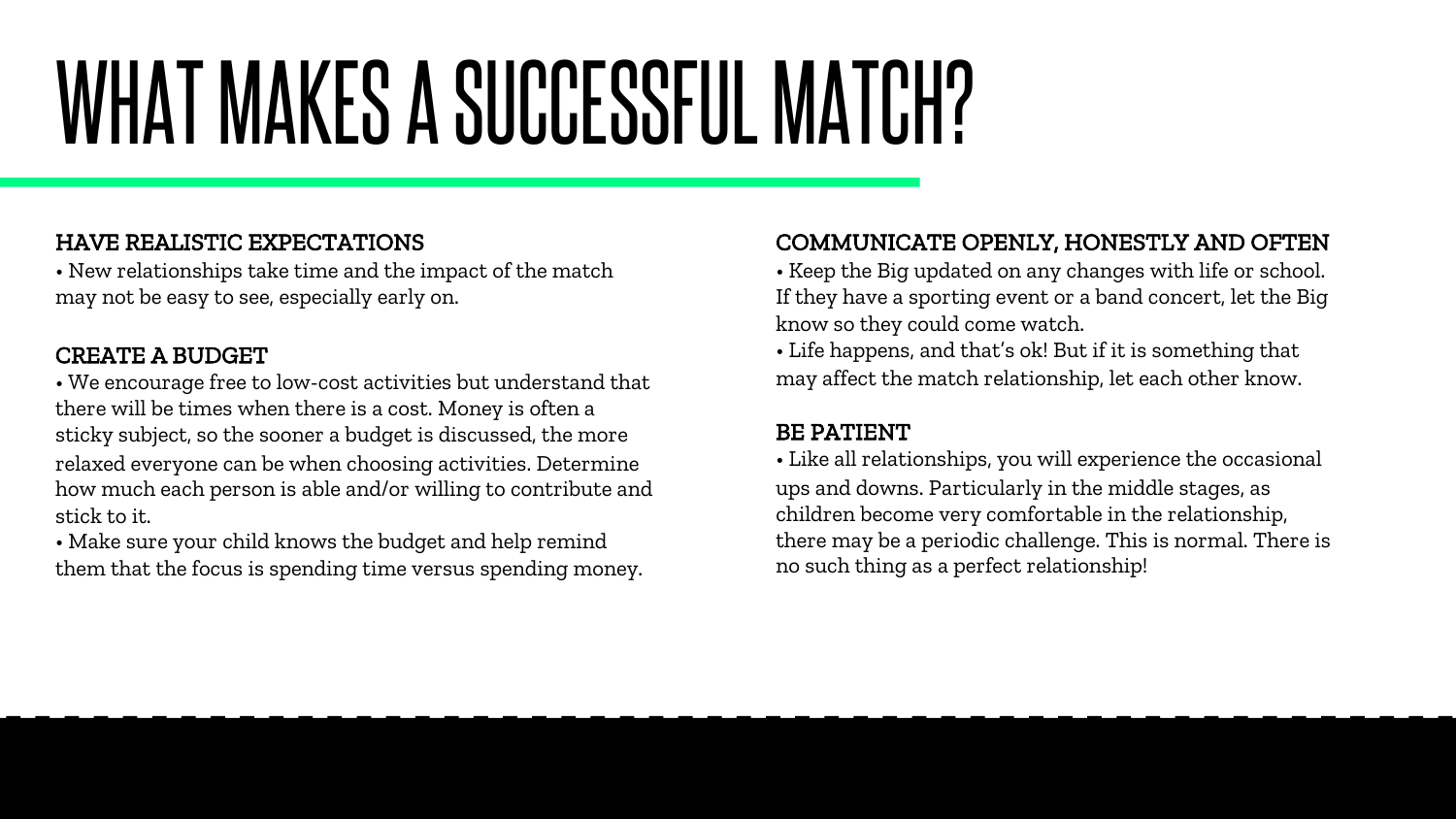# WHAT MAKES A SUCCESSFUL MATCH?

## HAVE REALISTIC EXPECTATIONS

• New relationships take time and the impact of the match may not be easy to see, especially early on.

## CREATE A BUDGET

• We encourage free to low-cost activities but understand that there will be times when there is a cost. Money is often a sticky subject, so the sooner a budget is discussed, the more relaxed everyone can be when choosing activities. Determine how much each person is able and/or willing to contribute and stick to it.

• Make sure your child knows the budget and help remind them that the focus is spending time versus spending money.

## COMMUNICATE OPENLY, HONESTLY AND OFTEN

• Keep the Big updated on any changes with life or school. If they have a sporting event or a band concert, let the Big know so they could come watch.

• Life happens, and that's ok! But if it is something that may affect the match relationship, let each other know.

## BE PATIENT

• Like all relationships, you will experience the occasional ups and downs. Particularly in the middle stages, as children become very comfortable in the relationship, there may be a periodic challenge. This is normal. There is no such thing as a perfect relationship!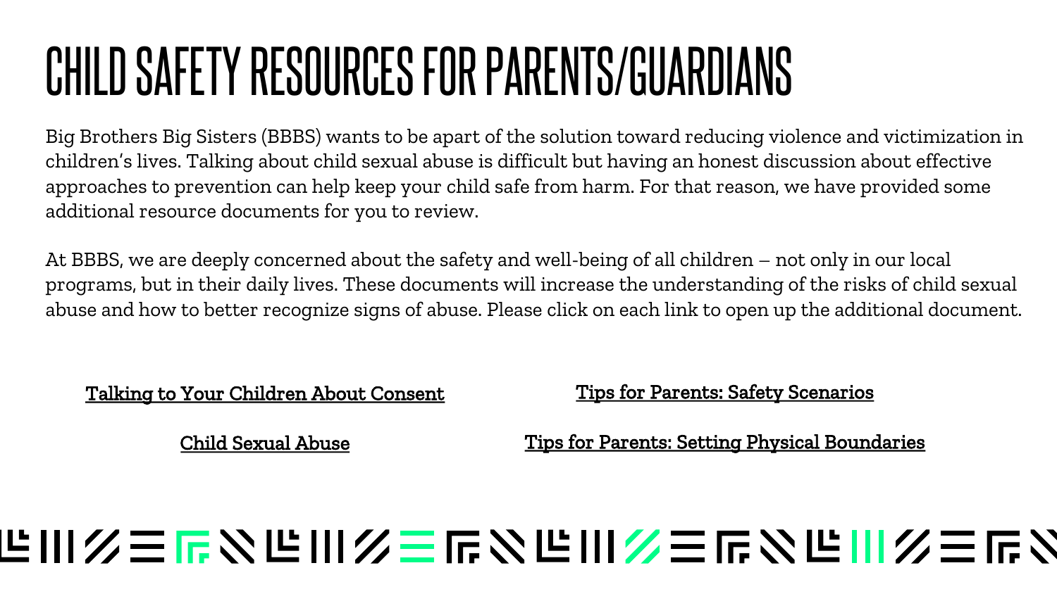# CHILD SAFETY RESOURCES FOR PARENTS/GUARDIANS

Big Brothers Big Sisters (BBBS) wants to be apart of the solution toward reducing violence and victimization in children's lives. Talking about child sexual abuse is difficult but having an honest discussion about effective approaches to prevention can help keep your child safe from harm. For that reason, we have provided some additional resource documents for you to review.

At BBBS, we are deeply concerned about the safety and well-being of all children – not only in our local programs, but in their daily lives. These documents will increase the understanding of the risks of child sexual abuse and how to better recognize signs of abuse. Please click on each link to open up the additional document.

**Talking to Your Children About Consent**

**Child Sexual Abuse**

**Tips for Parents: Safety Scenarios**

**Tips for Parents: Setting Physical Boundaries**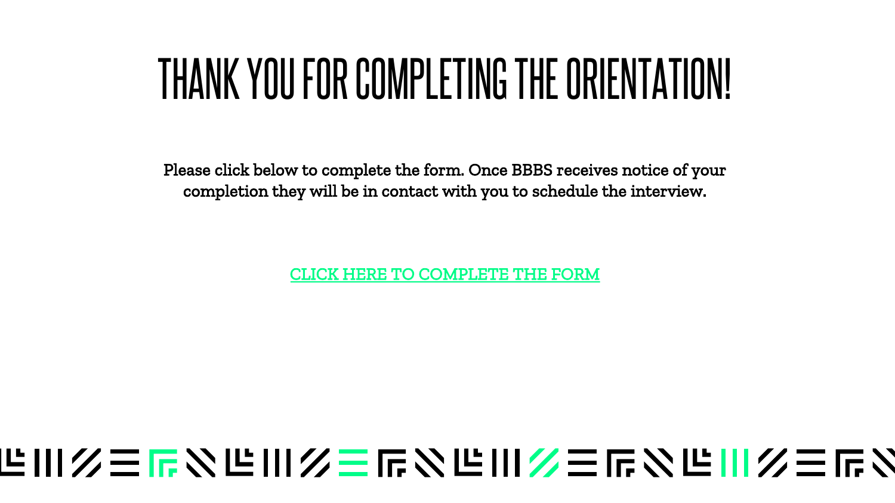# THANK YOU FOR COMPLETING THE ORIENTATION!

Please click below to complete the form. Once BBBS receives notice of your completion they will be in contact with you to schedule the interview.

CLICK HERE TO COMPLETE THE FORM